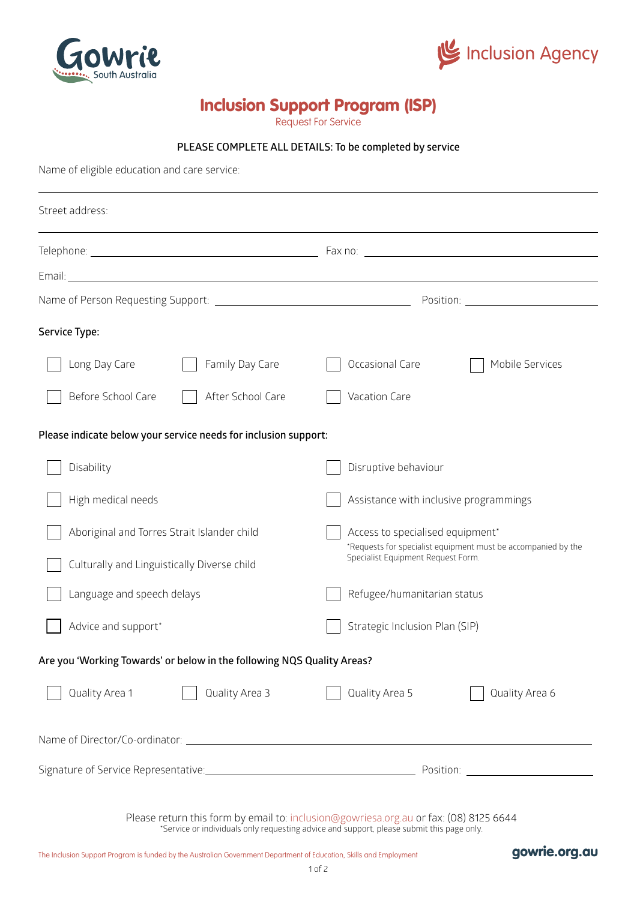Gowrie South Australia

Inclusion Agency

# Inclusion Support Program (ISP)

Request For Service

**PLEASE COMPLETE ALL DETAILS: To be completed by service**

Name of eligible education and care service: ______________________________

Street address: ______________________________

Telephone: ______________________________ Fax no: ______________________________

Email: ______________________________

Name of Person Requesting Support: ______________________________ Position: ______________________________

**Service Type:**

- ☐ Long Day Care
- ☐ Family Day Care
- ☐ Occasional Care
- ☐ Mobile Services
- ☐ Before School Care
- ☐ After School Care
- ☐ Vacation Care

**Please indicate below your service needs for inclusion support:**

- ☐ Disability
- ☐ High medical needs
- ☐ Aboriginal and Torres Strait Islander child
- ☐ Culturally and Linguistically Diverse child
- ☐ Language and speech delays
- ☐ Advice and support*
- ☐ Disruptive behaviour
- ☐ Assistance with inclusive programmings
- ☐ Access to specialised equipment*
  *Requests for specialist equipment must be accompanied by the Specialist Equipment Request Form.
- ☐ Refugee/humanitarian status
- ☐ Strategic Inclusion Plan (SIP)

**Are you 'Working Towards' or below in the following NQS Quality Areas?**

- ☐ Quality Area 1
- ☐ Quality Area 3
- ☐ Quality Area 5
- ☐ Quality Area 6

Name of Director/Co-ordinator: ______________________________

Signature of Service Representative: ______________________________ Position: ______________________________

Please return this form by email to: inclusion@gowriesa.org.au or fax: (08) 8125 6644

*Service or individuals only requesting advice and support, please submit this page only.

The Inclusion Support Program is funded by the Australian Government Department of Education, Skills and Employment

gowrie.org.au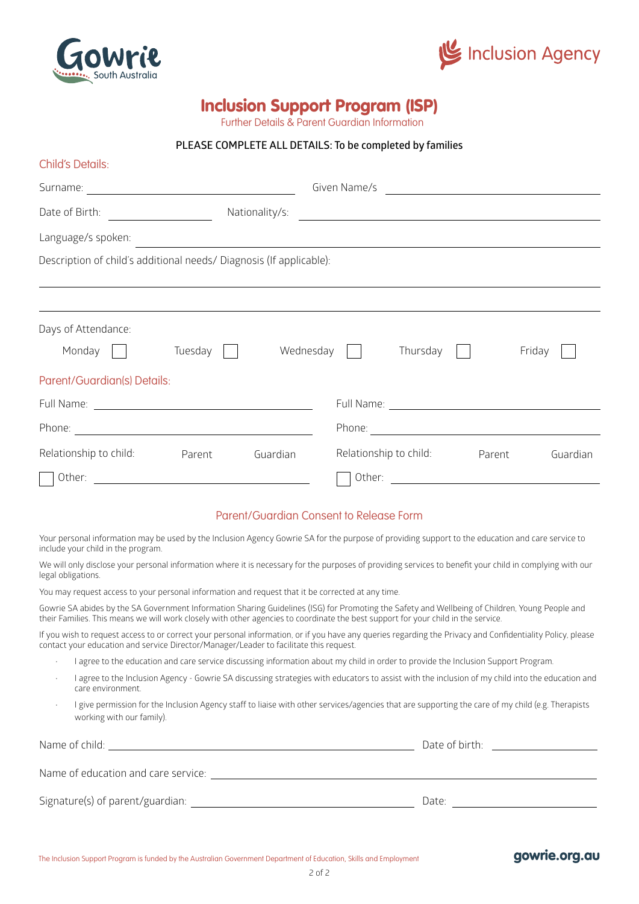# Inclusion Support Program (ISP)

Further Details & Parent Guardian Information

**PLEASE COMPLETE ALL DETAILS: To be completed by families**

## Child's Details:

Surname: ______________________ Given Name/s ______________________

Date of Birth: ______________ Nationality/s: ______________________

Language/s spoken: ______________________

Description of child's additional needs/ Diagnosis (If applicable):

______________________

______________________

Days of Attendance:

Monday ☐ Tuesday ☐ Wednesday ☐ Thursday ☐ Friday ☐

## Parent/Guardian(s) Details:

Full Name: ______________________ Full Name: ______________________

Phone: ______________________ Phone: ______________________

Relationship to child: Parent Guardian Relationship to child: Parent Guardian

☐ Other: ______________________ ☐ Other: ______________________

## Parent/Guardian Consent to Release Form

Your personal information may be used by the Inclusion Agency Gowrie SA for the purpose of providing support to the education and care service to include your child in the program.

We will only disclose your personal information where it is necessary for the purposes of providing services to benefit your child in complying with our legal obligations.

You may request access to your personal information and request that it be corrected at any time.

Gowrie SA abides by the SA Government Information Sharing Guidelines (ISG) for Promoting the Safety and Wellbeing of Children, Young People and their Families. This means we will work closely with other agencies to coordinate the best support for your child in the service.

If you wish to request access to or correct your personal information, or if you have any queries regarding the Privacy and Confidentiality Policy, please contact your education and service Director/Manager/Leader to facilitate this request.

- I agree to the education and care service discussing information about my child in order to provide the Inclusion Support Program.
- I agree to the Inclusion Agency - Gowrie SA discussing strategies with educators to assist with the inclusion of my child into the education and care environment.
- I give permission for the Inclusion Agency staff to liaise with other services/agencies that are supporting the care of my child (e.g. Therapists working with our family).

Name of child: ______________________ Date of birth: ______________

Name of education and care service: ______________________

Signature(s) of parent/guardian: ______________________ Date: ______________

The Inclusion Support Program is funded by the Australian Government Department of Education, Skills and Employment

gowrie.org.au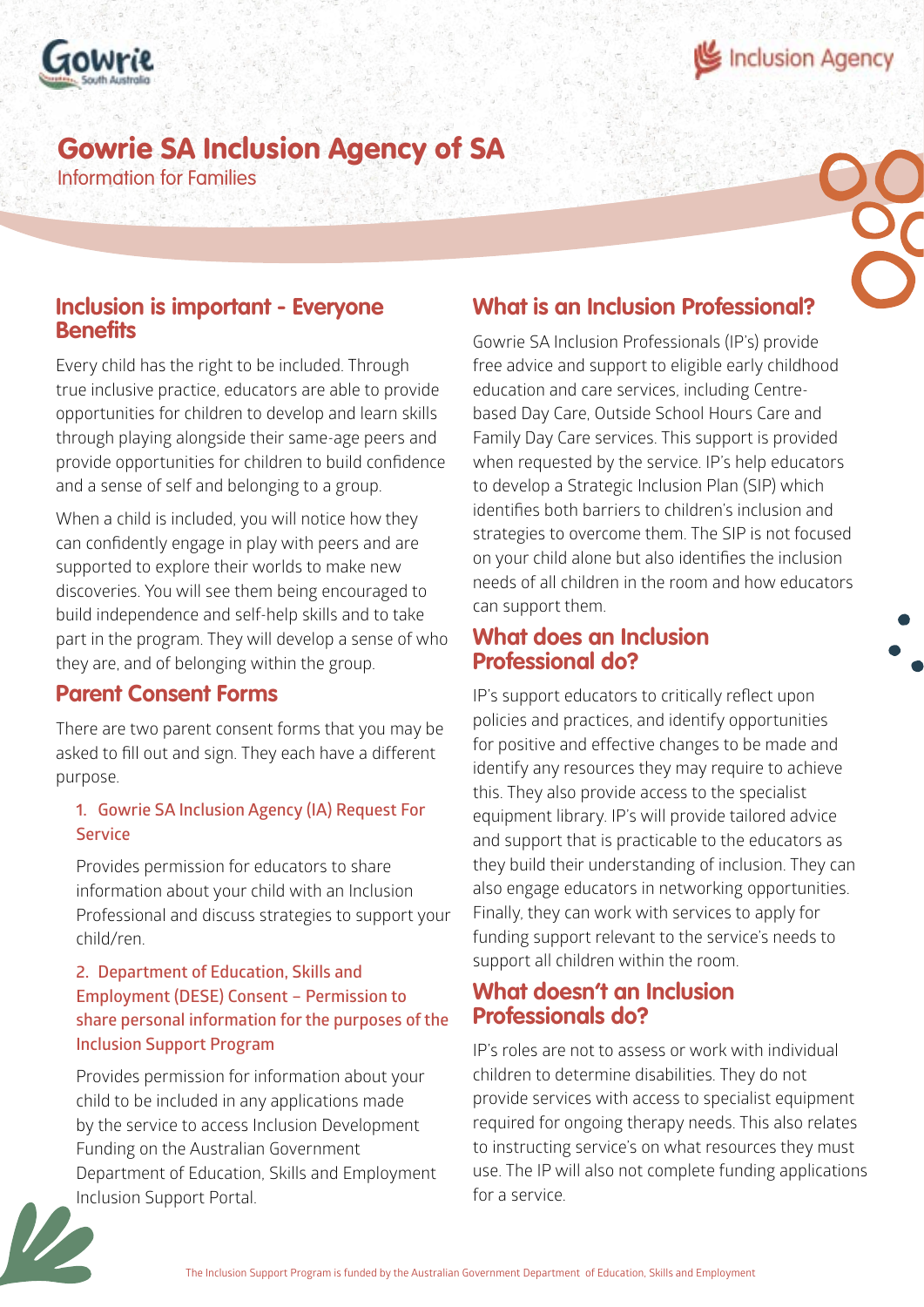# Gowrie SA Inclusion Agency of SA

Information for Families

## Inclusion is important - Everyone Benefits

Every child has the right to be included. Through true inclusive practice, educators are able to provide opportunities for children to develop and learn skills through playing alongside their same-age peers and provide opportunities for children to build confidence and a sense of self and belonging to a group.

When a child is included, you will notice how they can confidently engage in play with peers and are supported to explore their worlds to make new discoveries. You will see them being encouraged to build independence and self-help skills and to take part in the program. They will develop a sense of who they are, and of belonging within the group.

## Parent Consent Forms

There are two parent consent forms that you may be asked to fill out and sign. They each have a different purpose.

### 1. Gowrie SA Inclusion Agency (IA) Request For Service

Provides permission for educators to share information about your child with an Inclusion Professional and discuss strategies to support your child/ren.

### 2. Department of Education, Skills and Employment (DESE) Consent – Permission to share personal information for the purposes of the Inclusion Support Program

Provides permission for information about your child to be included in any applications made by the service to access Inclusion Development Funding on the Australian Government Department of Education, Skills and Employment Inclusion Support Portal.

## What is an Inclusion Professional?

Gowrie SA Inclusion Professionals (IP's) provide free advice and support to eligible early childhood education and care services, including Centre-based Day Care, Outside School Hours Care and Family Day Care services. This support is provided when requested by the service. IP's help educators to develop a Strategic Inclusion Plan (SIP) which identifies both barriers to children's inclusion and strategies to overcome them. The SIP is not focused on your child alone but also identifies the inclusion needs of all children in the room and how educators can support them.

## What does an Inclusion Professional do?

IP's support educators to critically reflect upon policies and practices, and identify opportunities for positive and effective changes to be made and identify any resources they may require to achieve this. They also provide access to the specialist equipment library. IP's will provide tailored advice and support that is practicable to the educators as they build their understanding of inclusion. They can also engage educators in networking opportunities. Finally, they can work with services to apply for funding support relevant to the service's needs to support all children within the room.

## What doesn't an Inclusion Professionals do?

IP's roles are not to assess or work with individual children to determine disabilities. They do not provide services with access to specialist equipment required for ongoing therapy needs. This also relates to instructing service's on what resources they must use. The IP will also not complete funding applications for a service.

The Inclusion Support Program is funded by the Australian Government Department of Education, Skills and Employment